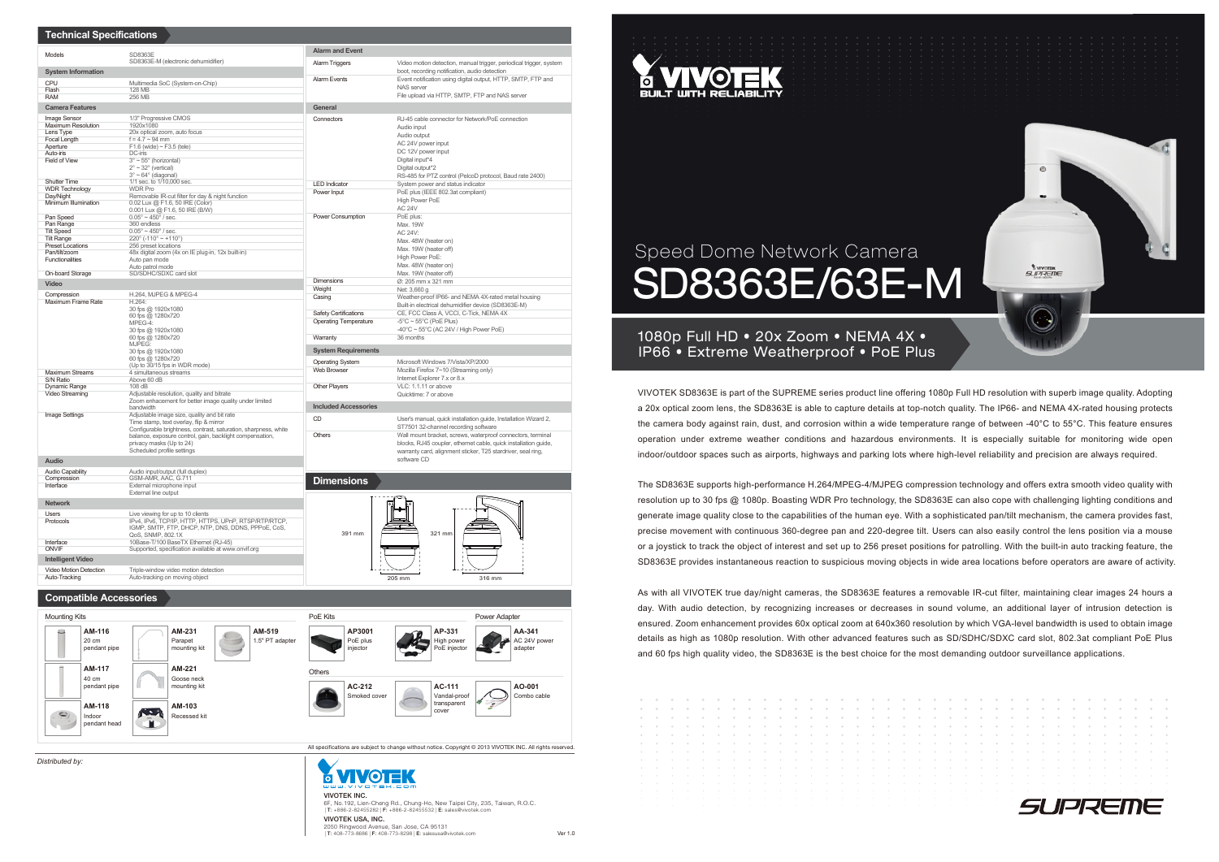# Speed Dome Network Camera

# SD8363E/63E-M

## 1080p Full HD • 20x Zoom • NEMA 4X • IP66 • Extreme Weatherproof • PoE Plus

VIVOTEK SD8363E is part of the SUPREME series product line offering 1080p Full HD resolution with superb image quality. Adopting a 20x optical zoom lens, the SD8363E is able to capture details at top-notch quality. The IP66- and NEMA 4X-rated housing protects the camera body against rain, dust, and corrosion within a wide temperature range of between -40°C to 55°C. This feature ensures operation under extreme weather conditions and hazardous environments. It is especially suitable for monitoring wide open indoor/outdoor spaces such as airports, highways and parking lots where high-level reliability and precision are always required.

The SD8363E supports high-performance H.264/MPEG-4/MJPEG compression technology and offers extra smooth video quality with resolution up to 30 fps @ 1080p. Boasting WDR Pro technology, the SD8363E can also cope with challenging lighting conditions and generate image quality close to the capabilities of the human eye. With a sophisticated pan/tilt mechanism, the camera provides fast, precise movement with continuous 360-degree pan and 220-degree tilt. Users can also easily control the lens position via a mouse or a joystick to track the object of interest and set up to 256 preset positions for patrolling. With the built-in auto tracking feature, the SD8363E provides instantaneous reaction to suspicious moving objects in wide area locations before operators are aware of activity.

As with all VIVOTEK true day/night cameras, the SD8363E features a removable IR-cut filter, maintaining clear images 24 hours a day. With audio detection, by recognizing increases or decreases in sound volume, an additional layer of intrusion detection is ensured. Zoom enhancement provides 60x optical zoom at 640x360 resolution by which VGA-level bandwidth is used to obtain image details as high as 1080p resolution. With other advanced features such as SD/SDHC/SDXC card slot, 802.3at compliant PoE Plus and 60 fps high quality video, the SD8363E is the best choice for the most demanding outdoor surveillance applications.

## Technical Specifications

| Models | SD8363E<br>SD8363E-M (electronic dehumidifier) |
|---|---|
| **System Information** | |
| CPU | Multimedia SoC (System-on-Chip) |
| Flash | 128 MB |
| RAM | 256 MB |
| **Camera Features** | |
| Image Sensor | 1/3" Progressive CMOS |
| Maximum Resolution | 1920x1080 |
| Lens Type | 20x optical zoom, auto focus |
| Focal Length | f = 4.7 ~ 94 mm |
| Aperture | F1.6 (wide) ~ F3.5 (tele) |
| Auto-iris | DC-iris |
| Field of View | 3° ~ 55° (horizontal)<br>2° ~ 32° (vertical)<br>3° ~ 64° (diagonal) |
| Shutter Time | 1/1 sec. to 1/10,000 sec. |
| WDR Technology | WDR Pro |
| Day/Night | Removable IR-cut filter for day & night function |
| Minimum Illumination | 0.02 Lux @ F1.6, 50 IRE (Color)<br>0.001 Lux @ F1.6, 50 IRE (B/W) |
| Pan Speed | 0.05° ~ 450° / sec. |
| Pan Range | 360 endless |
| Tilt Speed | 0.05° ~ 450° / sec. |
| Tilt Range | 220° (-110° ~ +110°) |
| Preset Locations | 256 preset locations |
| Pan/tilt/zoom Functionalities | 48x digital zoom (4x on IE plug-in, 12x built-in)<br>Auto pan mode<br>Auto patrol mode |
| On-board Storage | SD/SDHC/SDXC card slot |
| **Video** | |
| Compression | H.264, MJPEG & MPEG-4 |
| Maximum Frame Rate | H.264:<br>30 fps @ 1920x1080<br>60 fps @ 1280x720<br>MPEG-4:<br>30 fps @ 1920x1080<br>60 fps @ 1280x720<br>MJPEG:<br>30 fps @ 1920x1080<br>60 fps @ 1280x720<br>(Up to 30/15 fps in WDR mode) |
| Maximum Streams | 4 simultaneous streams |
| S/N Ratio | Above 60 dB |
| Dynamic Range | 108 dB |
| Video Streaming | Adjustable resolution, quality and bitrate<br>Zoom enhancement for better image quality under limited bandwidth |
| Image Settings | Adjustable image size, quality and bit rate<br>Time stamp, text overlay, flip & mirror<br>Configurable brightness, contrast, saturation, sharpness, white balance, exposure control, gain, backlight compensation, privacy masks (Up to 24)<br>Scheduled profile settings |
| **Audio** | |
| Audio Capability | Audio input/output (full duplex) |
| Compression | GSM-AMR, AAC, G.711 |
| Interface | External microphone input<br>External line output |
| **Network** | |
| Users | Live viewing for up to 10 clients |
| Protocols | IPv4, IPv6, TCP/IP, HTTP, HTTPS, UPnP, RTSP/RTP/RTCP, IGMP, SMTP, FTP, DHCP, NTP, DNS, DDNS, PPPoE, CoS, QoS, SNMP, 802.1X |
| Interface | 10Base-T/100 BaseTX Ethernet (RJ-45) |
| ONVIF | Supported, specification available at www.onvif.org |
| **Intelligent Video** | |
| Video Motion Detection | Triple-window video motion detection |
| Auto-Tracking | Auto-tracking on moving object |
| **Alarm and Event** | |
| Alarm Triggers | Video motion detection, manual trigger, periodical trigger, system boot, recording notification, audio detection |
| Alarm Events | Event notification using digital output, HTTP, SMTP, FTP and NAS server<br>File upload via HTTP, SMTP, FTP and NAS server |
| **General** | |
| Connectors | RJ-45 cable connector for Network/PoE connection<br>Audio input<br>Audio output<br>AC 24V power input<br>DC 12V power input<br>Digital input*4<br>Digital output*2<br>RS-485 for PTZ control (PelcoD protocol, Baud rate 2400) |
| LED Indicator | System power and status indicator |
| Power Input | PoE plus (IEEE 802.3at compliant)<br>High Power PoE<br>AC 24V |
| Power Consumption | PoE plus:<br>Max. 19W<br>AC 24V:<br>Max. 48W (heater on)<br>Max. 19W (heater off)<br>High Power PoE:<br>Max. 48W (heater on)<br>Max. 19W (heater off) |
| Dimensions | Ø: 205 mm x 321 mm |
| Weight | Net: 3,660 g |
| Casing | Weather-proof IP66- and NEMA 4X-rated metal housing<br>Built-in electrical dehumidifier device (SD8363E-M) |
| Safety Certifications | CE, FCC Class A, VCCI, C-Tick, NEMA 4X |
| Operating Temperature | -5°C ~ 55°C (PoE Plus)<br>-40°C ~ 55°C (AC 24V / High Power PoE) |
| Warranty | 36 months |
| **System Requirements** | |
| Operating System | Microsoft Windows 7/Vista/XP/2000 |
| Web Browser | Mozilla Firefox 7~10 (Streaming only)<br>Internet Explorer 7.x or 8.x |
| Other Players | VLC: 1.1.11 or above<br>Quicktime: 7 or above |
| **Included Accessories** | |
| CD | User's manual, quick installation guide, Installation Wizard 2, ST7501 32-channel recording software |
| Others | Wall mount bracket, screws, waterproof connectors, terminal blocks, RJ45 coupler, ethernet cable, quick installation guide, warranty card, alignment sticker, T25 stardriver, seal ring, software CD |

## Dimensions

391 mm, 205 mm, 321 mm, 316 mm

## Compatible Accessories

**Mounting Kits**

- AM-116: 20 cm pendant pipe
- AM-117: 40 cm pendant pipe
- AM-118: Indoor pendant head
- AM-231: Parapet mounting kit
- AM-221: Goose neck mounting kit
- AM-103: Recessed kit
- AM-519: 1.5" PT adapter

**PoE Kits**

- AP3001: PoE plus injector
- AP-331: High power PoE injector

**Power Adapter**

- AA-341: AC 24V power adapter

**Others**

- AC-212: Smoked cover
- AC-111: Vandal-proof transparent cover
- AO-001: Combo cable

All specifications are subject to change without notice. Copyright © 2013 VIVOTEK INC. All rights reserved.

*Distributed by:*

**VIVOTEK INC.**
6F, No.192, Lien-Cheng Rd., Chung-Ho, New Taipei City, 235, Taiwan, R.O.C.
| T: +886-2-82455282 | F: +886-2-82455532 | E: sales@vivotek.com

**VIVOTEK USA, INC.**
2050 Ringwood Avenue, San Jose, CA 95131
| T: 408-773-8686 | F: 408-773-8298 | E: salesusa@vivotek.com

Ver 1.0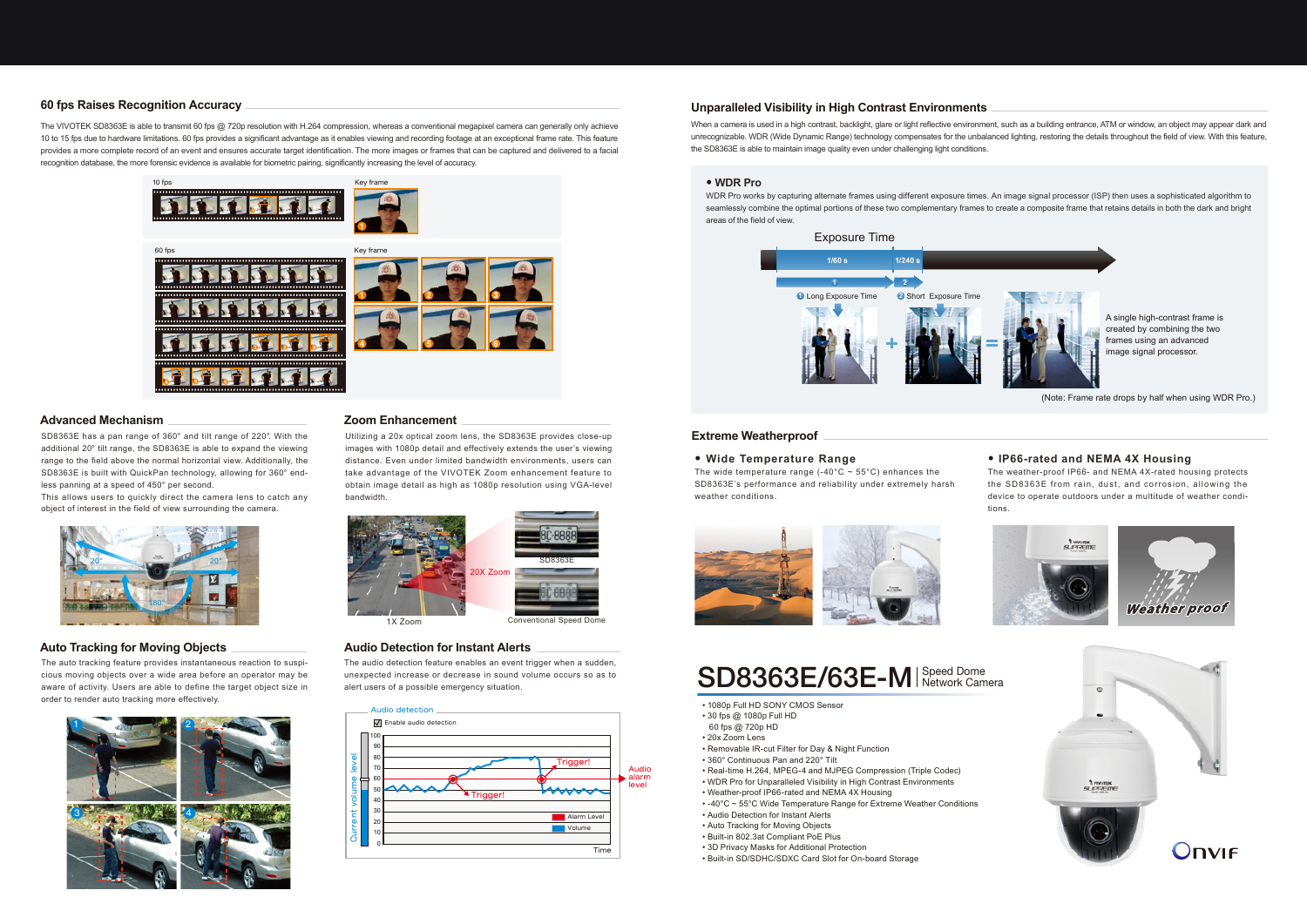## 60 fps Raises Recognition Accuracy

The VIVOTEK SD8363E is able to transmit 60 fps @ 720p resolution with H.264 compression, whereas a conventional megapixel camera can generally only achieve 10 to 15 fps due to hardware limitations. 60 fps provides a significant advantage as it enables viewing and recording footage at an exceptional frame rate. This feature provides a more complete record of an event and ensures accurate target identification. The more images or frames that can be captured and delivered to a facial recognition database, the more forensic evidence is available for biometric pairing, significantly increasing the level of accuracy.

10 fps
Key frame
60 fps
Key frame

## Advanced Mechanism

SD8363E has a pan range of 360° and tilt range of 220°. With the additional 20° tilt range, the SD8363E is able to expand the viewing range to the field above the normal horizontal view. Additionally, the SD8363E is built with QuickPan technology, allowing for 360° endless panning at a speed of 450° per second.

This allows users to quickly direct the camera lens to catch any object of interest in the field of view surrounding the camera.

20°
20°
180°

## Zoom Enhancement

Utilizing a 20x optical zoom lens, the SD8363E provides close-up images with 1080p detail and effectively extends the user's viewing distance. Even under limited bandwidth environments, users can take advantage of the VIVOTEK Zoom enhancement feature to obtain image detail as high as 1080p resolution using VGA-level bandwidth.

1X Zoom
20X Zoom
SD8363E
Conventional Speed Dome

## Auto Tracking for Moving Objects

The auto tracking feature provides instantaneous reaction to suspicious moving objects over a wide area before an operator may be aware of activity. Users are able to define the target object size in order to render auto tracking more effectively.

## Audio Detection for Instant Alerts

The audio detection feature enables an event trigger when a sudden, unexpected increase or decrease in sound volume occurs so as to alert users of a possible emergency situation.

Audio detection
Enable audio detection
Current volume level
Trigger!
Trigger!
Audio alarm level
Alarm Level
Volume
Time

## Unparalleled Visibility in High Contrast Environments

When a camera is used in a high contrast, backlight, glare or light reflective environment, such as a building entrance, ATM or window, an object may appear dark and unrecognizable. WDR (Wide Dynamic Range) technology compensates for the unbalanced lighting, restoring the details throughout the field of view. With this feature, the SD8363E is able to maintain image quality even under challenging light conditions.

### • WDR Pro

WDR Pro works by capturing alternate frames using different exposure times. An image signal processor (ISP) then uses a sophisticated algorithm to seamlessly combine the optimal portions of these two complementary frames to create a composite frame that retains details in both the dark and bright areas of the field of view.

Exposure Time
1/60 s
1/240 s
1 Long Exposure Time
2 Short Exposure Time

A single high-contrast frame is created by combining the two frames using an advanced image signal processor.

(Note: Frame rate drops by half when using WDR Pro.)

## Extreme Weatherproof

### • Wide Temperature Range

The wide temperature range (-40°C ~ 55°C) enhances the SD8363E's performance and reliability under extremely harsh weather conditions.

### • IP66-rated and NEMA 4X Housing

The weather-proof IP66- and NEMA 4X-rated housing protects the SD8363E from rain, dust, and corrosion, allowing the device to operate outdoors under a multitude of weather conditions.

Weather proof

# SD8363E/63E-M | Speed Dome Network Camera

- 1080p Full HD SONY CMOS Sensor
- 30 fps @ 1080p Full HD
  60 fps @ 720p HD
- 20x Zoom Lens
- Removable IR-cut Filter for Day & Night Function
- 360° Continuous Pan and 220° Tilt
- Real-time H.264, MPEG-4 and MJPEG Compression (Triple Codec)
- WDR Pro for Unparalleled Visibility in High Contrast Environments
- Weather-proof IP66-rated and NEMA 4X Housing
- -40°C ~ 55°C Wide Temperature Range for Extreme Weather Conditions
- Audio Detection for Instant Alerts
- Auto Tracking for Moving Objects
- Built-in 802.3at Compliant PoE Plus
- 3D Privacy Masks for Additional Protection
- Built-in SD/SDHC/SDXC Card Slot for On-board Storage

ONVIF